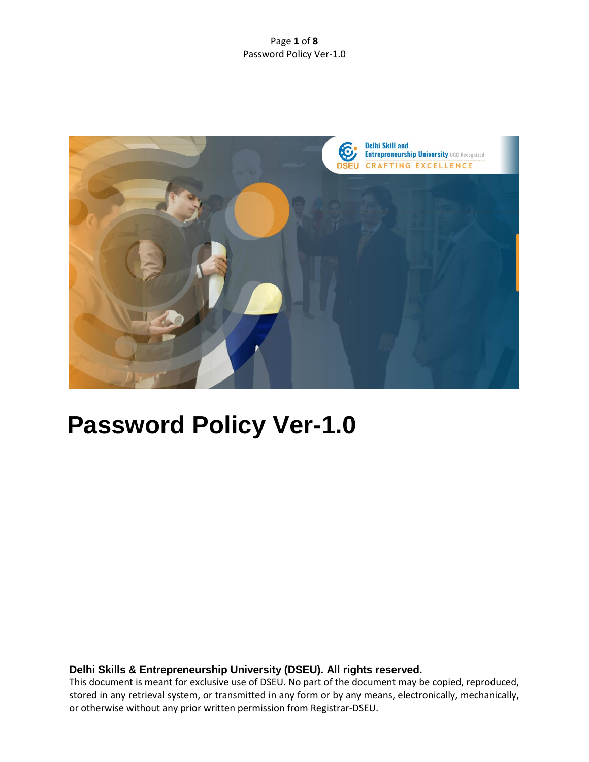# Password Policy Ver-1.0

**Delhi Skills & Entrepreneurship University (DSEU). All rights reserved.**

This document is meant for exclusive use of DSEU. No part of the document may be copied, reproduced, stored in any retrieval system, or transmitted in any form or by any means, electronically, mechanically, or otherwise without any prior written permission from Registrar-DSEU.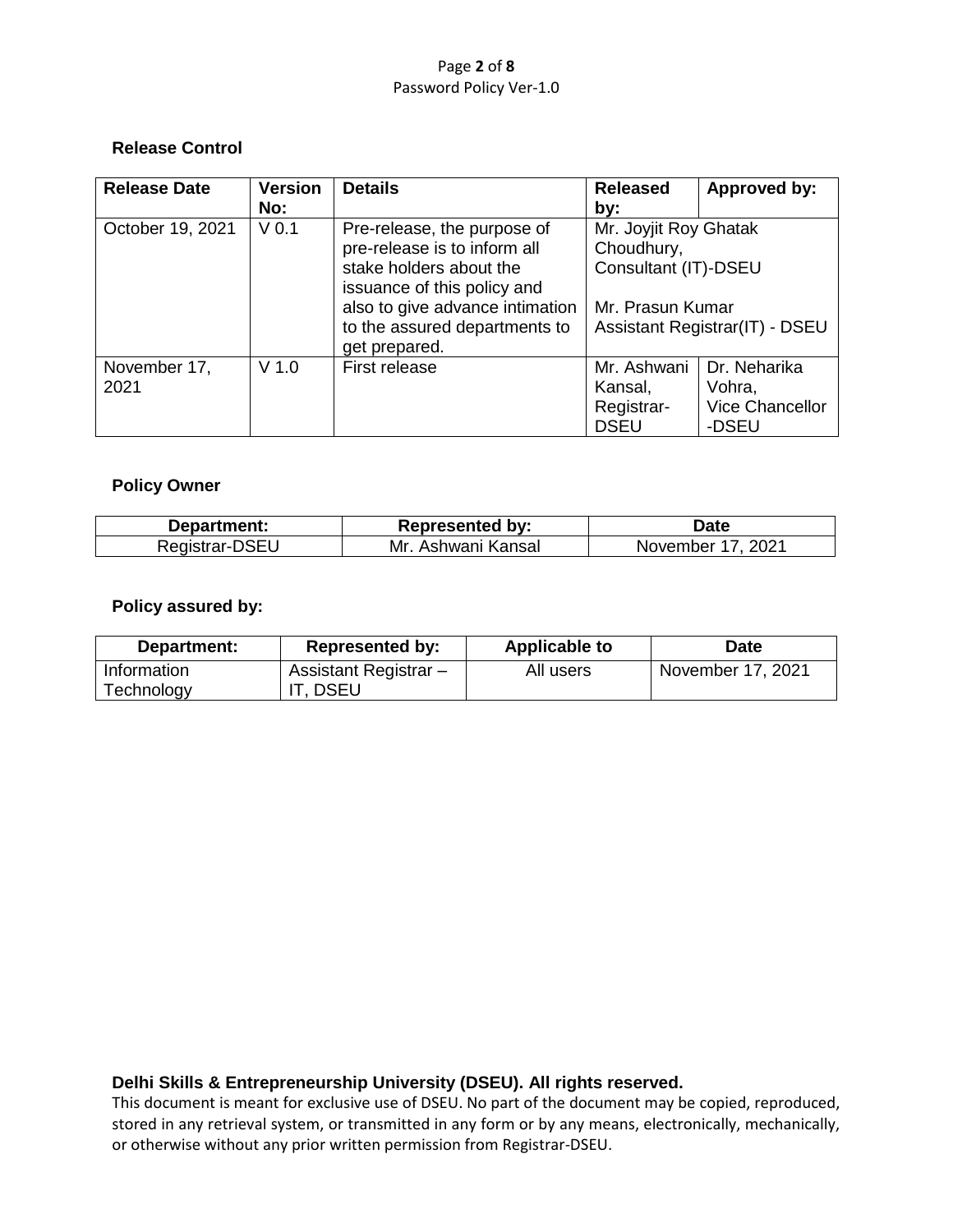### Release Control

| Release Date | Version No: | Details | Released by: | Approved by: |
|---|---|---|---|---|
| October 19, 2021 | V 0.1 | Pre-release, the purpose of pre-release is to inform all stake holders about the issuance of this policy and also to give advance intimation to the assured departments to get prepared. | Mr. Joyjit Roy Ghatak Choudhury, Consultant (IT)-DSEU<br><br>Mr. Prasun Kumar Assistant Registrar(IT) - DSEU | |
| November 17, 2021 | V 1.0 | First release | Mr. Ashwani Kansal, Registrar-DSEU | Dr. Neharika Vohra, Vice Chancellor -DSEU |

### Policy Owner

| Department: | Represented by: | Date |
|---|---|---|
| Registrar-DSEU | Mr. Ashwani Kansal | November 17, 2021 |

### Policy assured by:

| Department: | Represented by: | Applicable to | Date |
|---|---|---|---|
| Information Technology | Assistant Registrar – IT, DSEU | All users | November 17, 2021 |

**Delhi Skills & Entrepreneurship University (DSEU). All rights reserved.**

This document is meant for exclusive use of DSEU. No part of the document may be copied, reproduced, stored in any retrieval system, or transmitted in any form or by any means, electronically, mechanically, or otherwise without any prior written permission from Registrar-DSEU.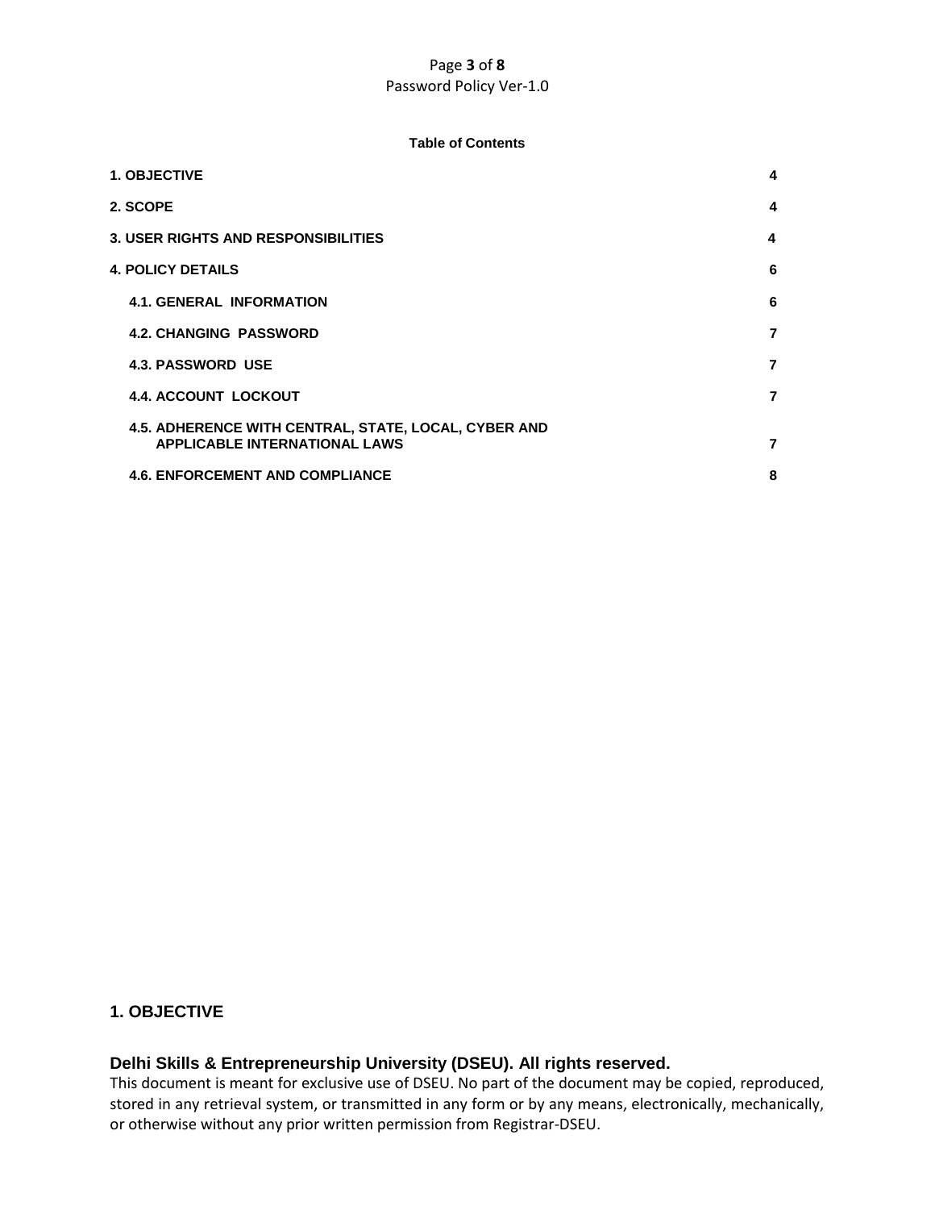**Table of Contents**

| | |
|---|---|
| 1. OBJECTIVE | 4 |
| 2. SCOPE | 4 |
| 3. USER RIGHTS AND RESPONSIBILITIES | 4 |
| 4. POLICY DETAILS | 6 |
| 4.1. GENERAL INFORMATION | 6 |
| 4.2. CHANGING PASSWORD | 7 |
| 4.3. PASSWORD USE | 7 |
| 4.4. ACCOUNT LOCKOUT | 7 |
| 4.5. ADHERENCE WITH CENTRAL, STATE, LOCAL, CYBER AND APPLICABLE INTERNATIONAL LAWS | 7 |
| 4.6. ENFORCEMENT AND COMPLIANCE | 8 |

## 1. OBJECTIVE

**Delhi Skills & Entrepreneurship University (DSEU). All rights reserved.**

This document is meant for exclusive use of DSEU. No part of the document may be copied, reproduced, stored in any retrieval system, or transmitted in any form or by any means, electronically, mechanically, or otherwise without any prior written permission from Registrar-DSEU.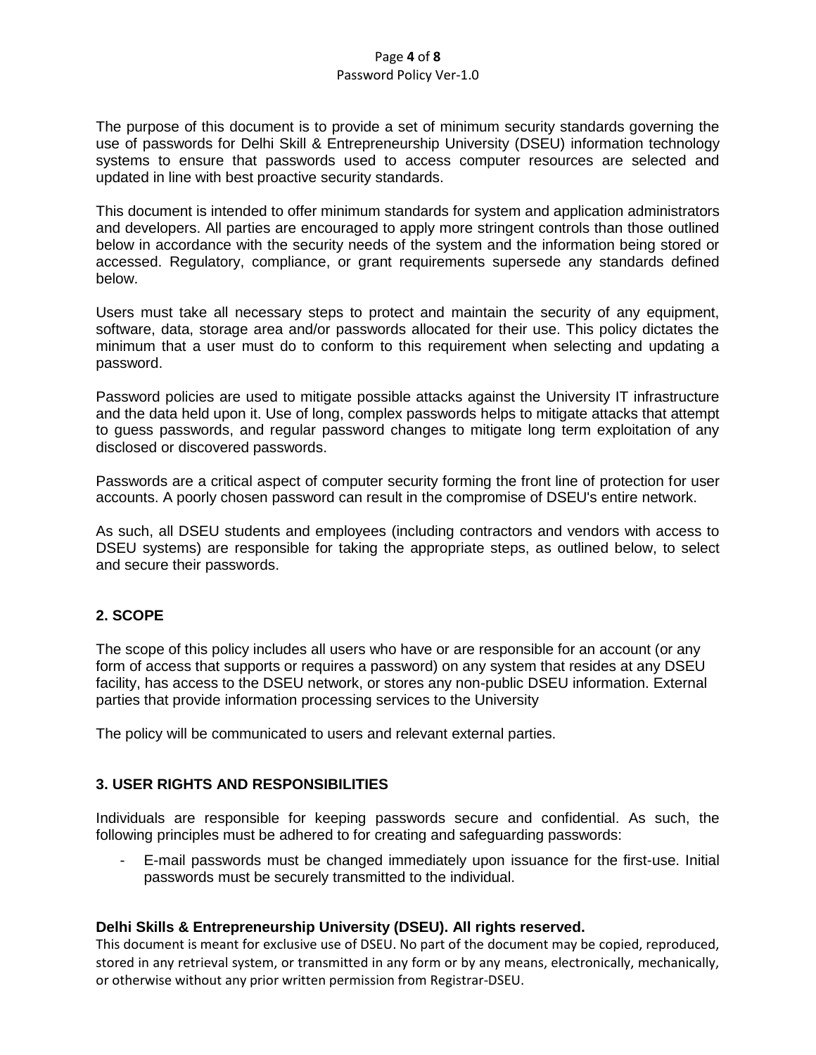The purpose of this document is to provide a set of minimum security standards governing the use of passwords for Delhi Skill & Entrepreneurship University (DSEU) information technology systems to ensure that passwords used to access computer resources are selected and updated in line with best proactive security standards.

This document is intended to offer minimum standards for system and application administrators and developers. All parties are encouraged to apply more stringent controls than those outlined below in accordance with the security needs of the system and the information being stored or accessed. Regulatory, compliance, or grant requirements supersede any standards defined below.

Users must take all necessary steps to protect and maintain the security of any equipment, software, data, storage area and/or passwords allocated for their use. This policy dictates the minimum that a user must do to conform to this requirement when selecting and updating a password.

Password policies are used to mitigate possible attacks against the University IT infrastructure and the data held upon it. Use of long, complex passwords helps to mitigate attacks that attempt to guess passwords, and regular password changes to mitigate long term exploitation of any disclosed or discovered passwords.

Passwords are a critical aspect of computer security forming the front line of protection for user accounts. A poorly chosen password can result in the compromise of DSEU's entire network.

As such, all DSEU students and employees (including contractors and vendors with access to DSEU systems) are responsible for taking the appropriate steps, as outlined below, to select and secure their passwords.

## 2. SCOPE

The scope of this policy includes all users who have or are responsible for an account (or any form of access that supports or requires a password) on any system that resides at any DSEU facility, has access to the DSEU network, or stores any non-public DSEU information. External parties that provide information processing services to the University

The policy will be communicated to users and relevant external parties.

## 3. USER RIGHTS AND RESPONSIBILITIES

Individuals are responsible for keeping passwords secure and confidential. As such, the following principles must be adhered to for creating and safeguarding passwords:

- E-mail passwords must be changed immediately upon issuance for the first-use. Initial passwords must be securely transmitted to the individual.

**Delhi Skills & Entrepreneurship University (DSEU). All rights reserved.**
This document is meant for exclusive use of DSEU. No part of the document may be copied, reproduced, stored in any retrieval system, or transmitted in any form or by any means, electronically, mechanically, or otherwise without any prior written permission from Registrar-DSEU.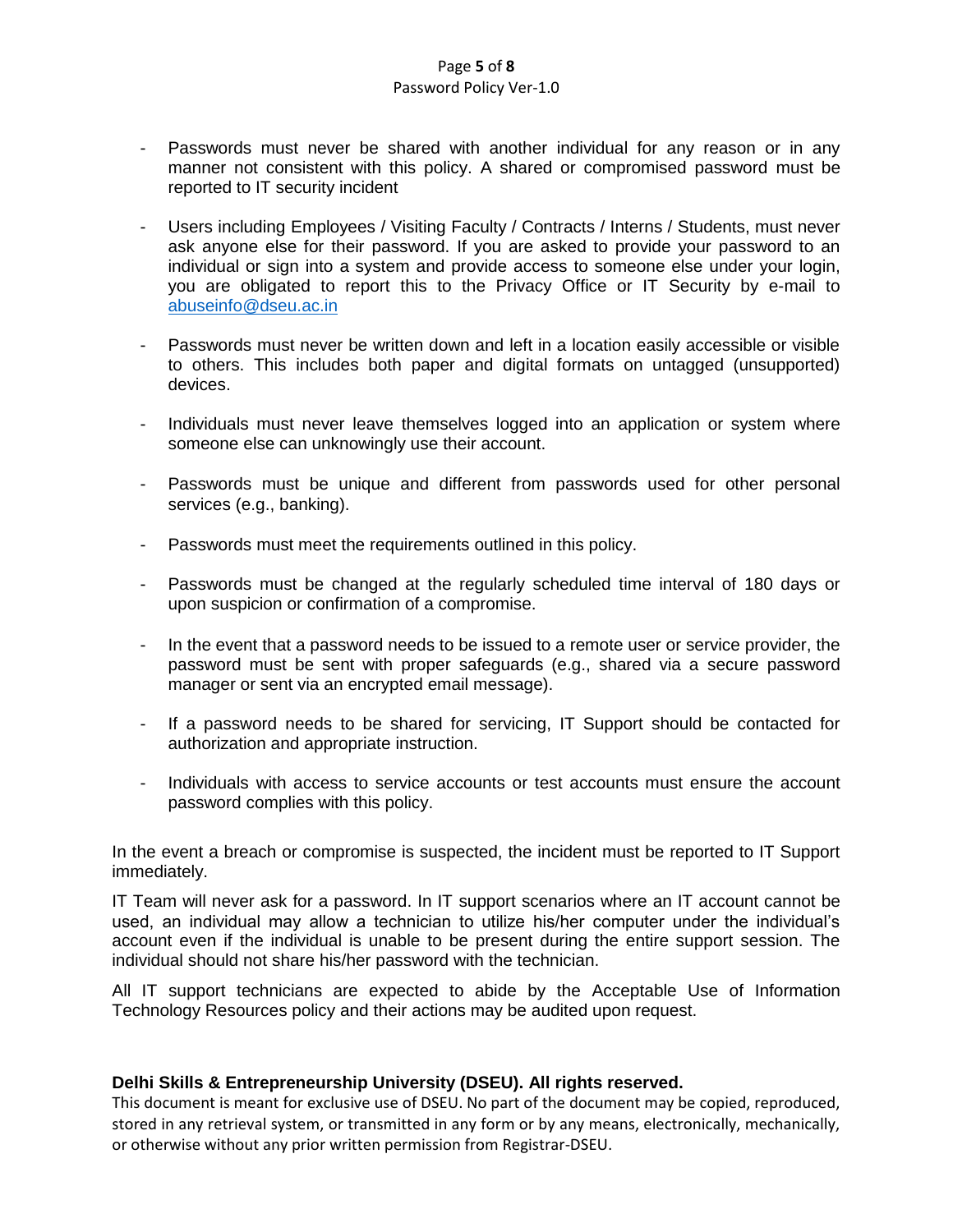- Passwords must never be shared with another individual for any reason or in any manner not consistent with this policy. A shared or compromised password must be reported to IT security incident

- Users including Employees / Visiting Faculty / Contracts / Interns / Students, must never ask anyone else for their password. If you are asked to provide your password to an individual or sign into a system and provide access to someone else under your login, you are obligated to report this to the Privacy Office or IT Security by e-mail to abuseinfo@dseu.ac.in

- Passwords must never be written down and left in a location easily accessible or visible to others. This includes both paper and digital formats on untagged (unsupported) devices.

- Individuals must never leave themselves logged into an application or system where someone else can unknowingly use their account.

- Passwords must be unique and different from passwords used for other personal services (e.g., banking).

- Passwords must meet the requirements outlined in this policy.

- Passwords must be changed at the regularly scheduled time interval of 180 days or upon suspicion or confirmation of a compromise.

- In the event that a password needs to be issued to a remote user or service provider, the password must be sent with proper safeguards (e.g., shared via a secure password manager or sent via an encrypted email message).

- If a password needs to be shared for servicing, IT Support should be contacted for authorization and appropriate instruction.

- Individuals with access to service accounts or test accounts must ensure the account password complies with this policy.

In the event a breach or compromise is suspected, the incident must be reported to IT Support immediately.

IT Team will never ask for a password. In IT support scenarios where an IT account cannot be used, an individual may allow a technician to utilize his/her computer under the individual's account even if the individual is unable to be present during the entire support session. The individual should not share his/her password with the technician.

All IT support technicians are expected to abide by the Acceptable Use of Information Technology Resources policy and their actions may be audited upon request.

**Delhi Skills & Entrepreneurship University (DSEU). All rights reserved.**
This document is meant for exclusive use of DSEU. No part of the document may be copied, reproduced, stored in any retrieval system, or transmitted in any form or by any means, electronically, mechanically, or otherwise without any prior written permission from Registrar-DSEU.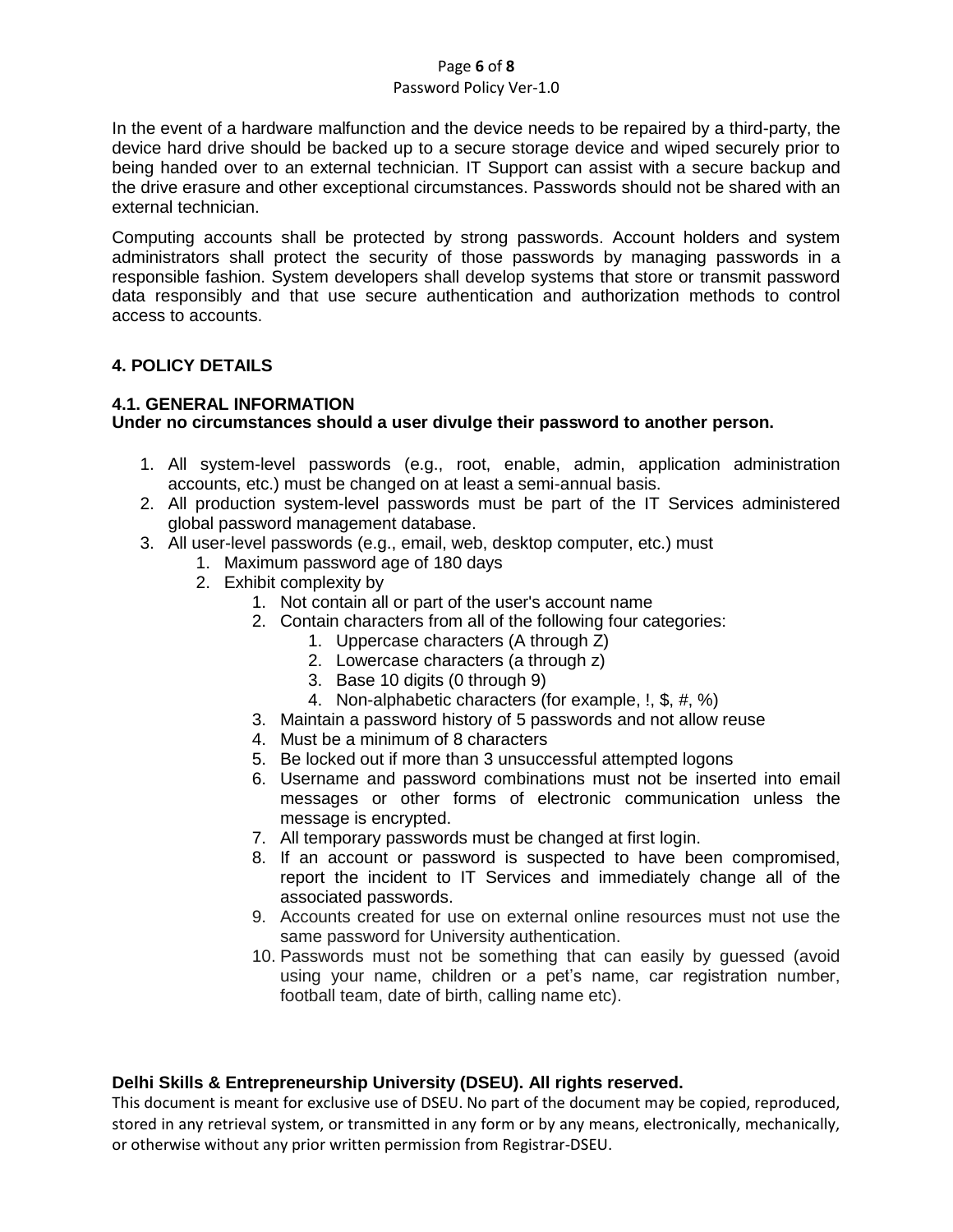In the event of a hardware malfunction and the device needs to be repaired by a third-party, the device hard drive should be backed up to a secure storage device and wiped securely prior to being handed over to an external technician. IT Support can assist with a secure backup and the drive erasure and other exceptional circumstances. Passwords should not be shared with an external technician.

Computing accounts shall be protected by strong passwords. Account holders and system administrators shall protect the security of those passwords by managing passwords in a responsible fashion. System developers shall develop systems that store or transmit password data responsibly and that use secure authentication and authorization methods to control access to accounts.

## 4. POLICY DETAILS

### 4.1. GENERAL INFORMATION

**Under no circumstances should a user divulge their password to another person.**

1. All system-level passwords (e.g., root, enable, admin, application administration accounts, etc.) must be changed on at least a semi-annual basis.
2. All production system-level passwords must be part of the IT Services administered global password management database.
3. All user-level passwords (e.g., email, web, desktop computer, etc.) must
    1. Maximum password age of 180 days
    2. Exhibit complexity by
        1. Not contain all or part of the user's account name
        2. Contain characters from all of the following four categories:
            1. Uppercase characters (A through Z)
            2. Lowercase characters (a through z)
            3. Base 10 digits (0 through 9)
            4. Non-alphabetic characters (for example, !, $, #, %)
        3. Maintain a password history of 5 passwords and not allow reuse
        4. Must be a minimum of 8 characters
        5. Be locked out if more than 3 unsuccessful attempted logons
        6. Username and password combinations must not be inserted into email messages or other forms of electronic communication unless the message is encrypted.
        7. All temporary passwords must be changed at first login.
        8. If an account or password is suspected to have been compromised, report the incident to IT Services and immediately change all of the associated passwords.
        9. Accounts created for use on external online resources must not use the same password for University authentication.
        10. Passwords must not be something that can easily by guessed (avoid using your name, children or a pet's name, car registration number, football team, date of birth, calling name etc).

**Delhi Skills & Entrepreneurship University (DSEU). All rights reserved.**

This document is meant for exclusive use of DSEU. No part of the document may be copied, reproduced, stored in any retrieval system, or transmitted in any form or by any means, electronically, mechanically, or otherwise without any prior written permission from Registrar-DSEU.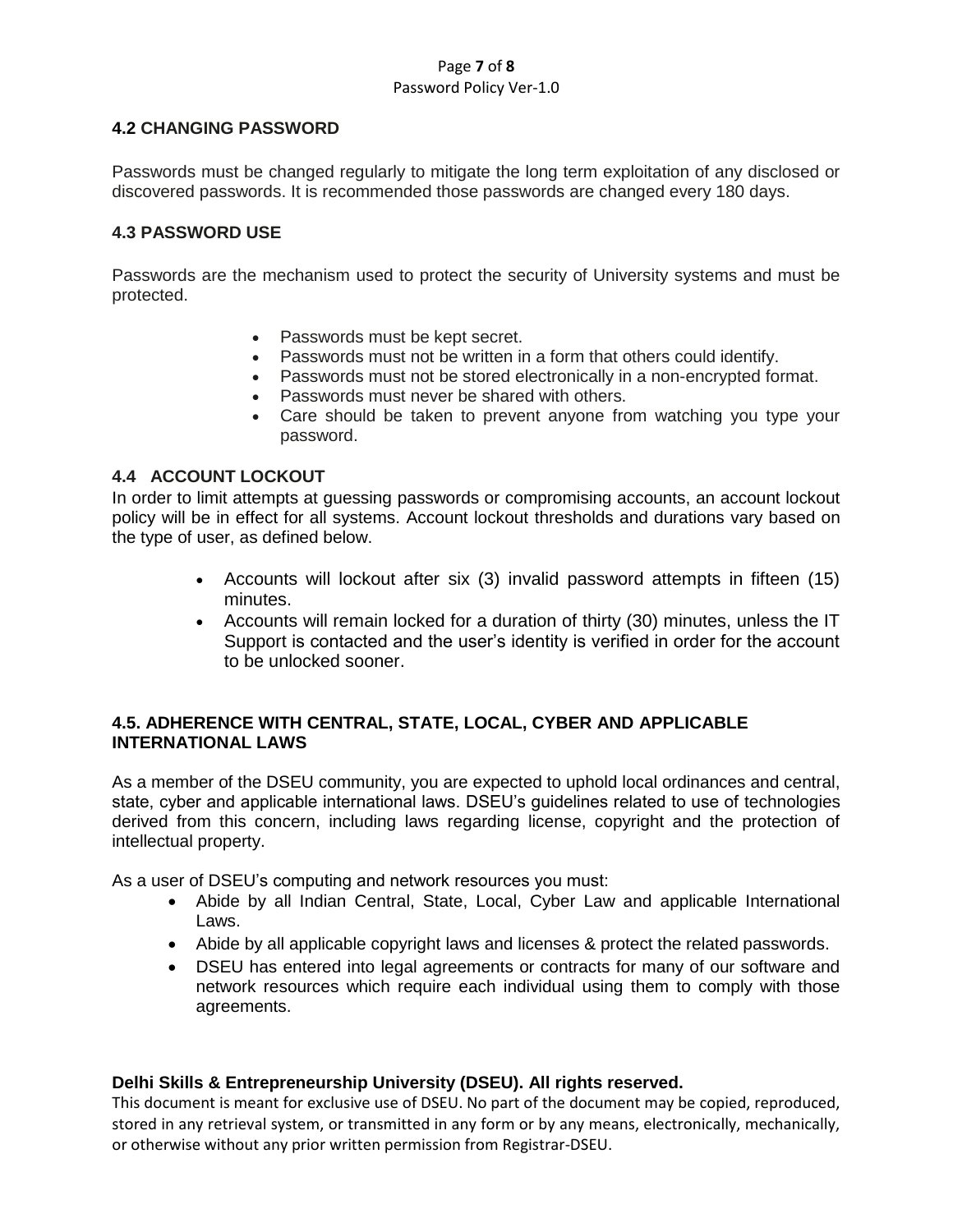### 4.2 CHANGING PASSWORD

Passwords must be changed regularly to mitigate the long term exploitation of any disclosed or discovered passwords. It is recommended those passwords are changed every 180 days.

### 4.3 PASSWORD USE

Passwords are the mechanism used to protect the security of University systems and must be protected.

- Passwords must be kept secret.
- Passwords must not be written in a form that others could identify.
- Passwords must not be stored electronically in a non-encrypted format.
- Passwords must never be shared with others.
- Care should be taken to prevent anyone from watching you type your password.

### 4.4 ACCOUNT LOCKOUT

In order to limit attempts at guessing passwords or compromising accounts, an account lockout policy will be in effect for all systems. Account lockout thresholds and durations vary based on the type of user, as defined below.

- Accounts will lockout after six (3) invalid password attempts in fifteen (15) minutes.
- Accounts will remain locked for a duration of thirty (30) minutes, unless the IT Support is contacted and the user's identity is verified in order for the account to be unlocked sooner.

### 4.5. ADHERENCE WITH CENTRAL, STATE, LOCAL, CYBER AND APPLICABLE INTERNATIONAL LAWS

As a member of the DSEU community, you are expected to uphold local ordinances and central, state, cyber and applicable international laws. DSEU's guidelines related to use of technologies derived from this concern, including laws regarding license, copyright and the protection of intellectual property.

As a user of DSEU's computing and network resources you must:

- Abide by all Indian Central, State, Local, Cyber Law and applicable International Laws.
- Abide by all applicable copyright laws and licenses & protect the related passwords.
- DSEU has entered into legal agreements or contracts for many of our software and network resources which require each individual using them to comply with those agreements.

**Delhi Skills & Entrepreneurship University (DSEU). All rights reserved.**

This document is meant for exclusive use of DSEU. No part of the document may be copied, reproduced, stored in any retrieval system, or transmitted in any form or by any means, electronically, mechanically, or otherwise without any prior written permission from Registrar-DSEU.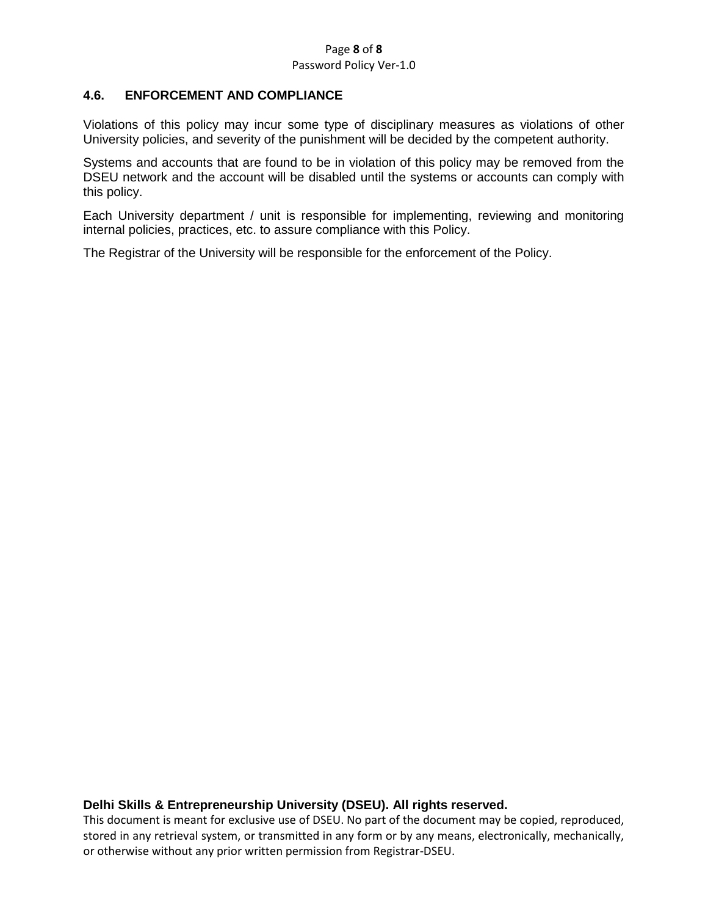### 4.6. ENFORCEMENT AND COMPLIANCE

Violations of this policy may incur some type of disciplinary measures as violations of other University policies, and severity of the punishment will be decided by the competent authority.

Systems and accounts that are found to be in violation of this policy may be removed from the DSEU network and the account will be disabled until the systems or accounts can comply with this policy.

Each University department / unit is responsible for implementing, reviewing and monitoring internal policies, practices, etc. to assure compliance with this Policy.

The Registrar of the University will be responsible for the enforcement of the Policy.